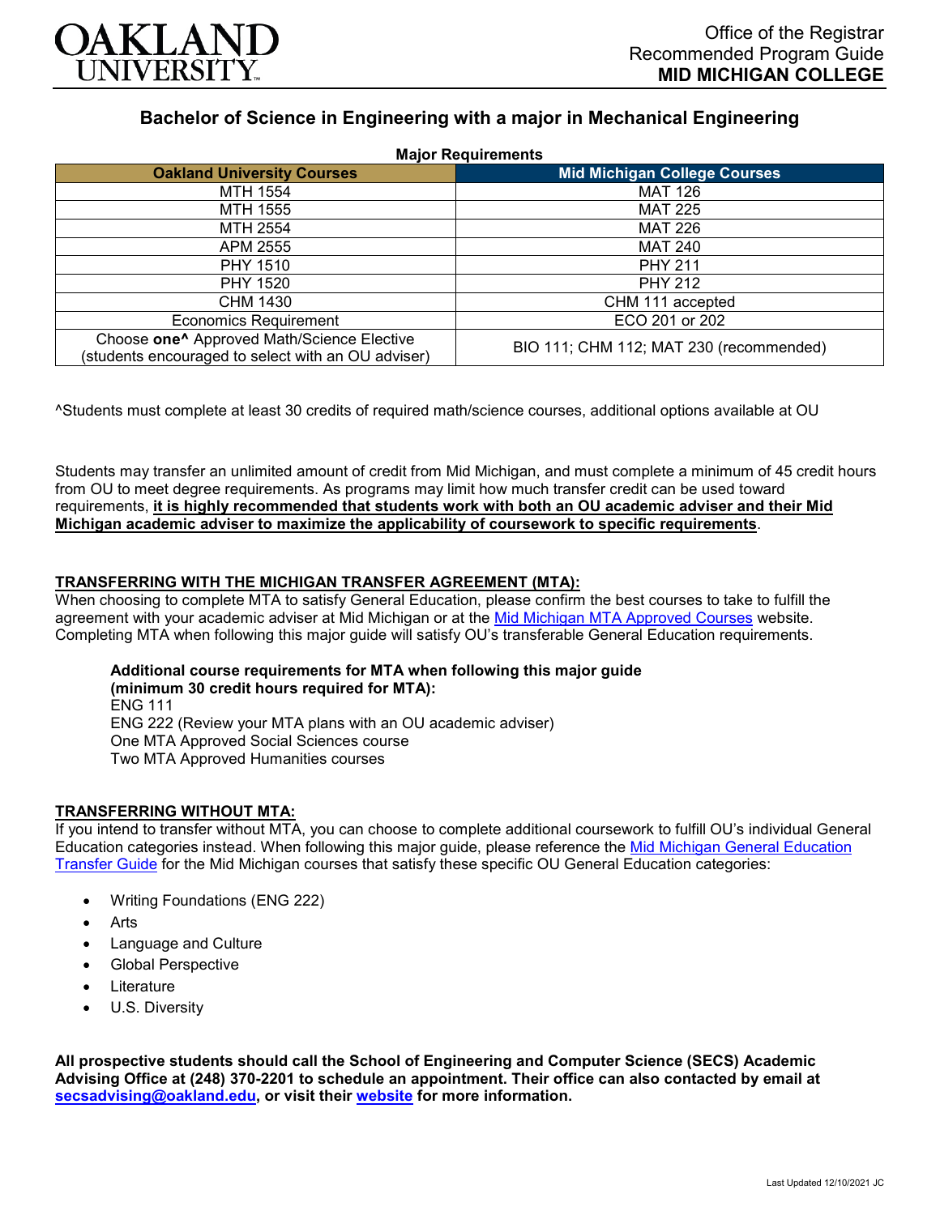Office of the Registrar
Recommended Program Guide
**MID MICHIGAN COLLEGE**

# Bachelor of Science in Engineering with a major in Mechanical Engineering

**Major Requirements**

| Oakland University Courses | Mid Michigan College Courses |
|---|---|
| MTH 1554 | MAT 126 |
| MTH 1555 | MAT 225 |
| MTH 2554 | MAT 226 |
| APM 2555 | MAT 240 |
| PHY 1510 | PHY 211 |
| PHY 1520 | PHY 212 |
| CHM 1430 | CHM 111 accepted |
| Economics Requirement | ECO 201 or 202 |
| Choose **one^** Approved Math/Science Elective (students encouraged to select with an OU adviser) | BIO 111; CHM 112; MAT 230 (recommended) |

^Students must complete at least 30 credits of required math/science courses, additional options available at OU

Students may transfer an unlimited amount of credit from Mid Michigan, and must complete a minimum of 45 credit hours from OU to meet degree requirements. As programs may limit how much transfer credit can be used toward requirements, **it is highly recommended that students work with both an OU academic adviser and their Mid Michigan academic adviser to maximize the applicability of coursework to specific requirements**.

## TRANSFERRING WITH THE MICHIGAN TRANSFER AGREEMENT (MTA):

When choosing to complete MTA to satisfy General Education, please confirm the best courses to take to fulfill the agreement with your academic adviser at Mid Michigan or at the Mid Michigan MTA Approved Courses website. Completing MTA when following this major guide will satisfy OU's transferable General Education requirements.

**Additional course requirements for MTA when following this major guide (minimum 30 credit hours required for MTA):**
ENG 111
ENG 222 (Review your MTA plans with an OU academic adviser)
One MTA Approved Social Sciences course
Two MTA Approved Humanities courses

## TRANSFERRING WITHOUT MTA:

If you intend to transfer without MTA, you can choose to complete additional coursework to fulfill OU's individual General Education categories instead. When following this major guide, please reference the Mid Michigan General Education Transfer Guide for the Mid Michigan courses that satisfy these specific OU General Education categories:

- Writing Foundations (ENG 222)
- Arts
- Language and Culture
- Global Perspective
- Literature
- U.S. Diversity

**All prospective students should call the School of Engineering and Computer Science (SECS) Academic Advising Office at (248) 370-2201 to schedule an appointment. Their office can also contacted by email at secsadvising@oakland.edu, or visit their website for more information.**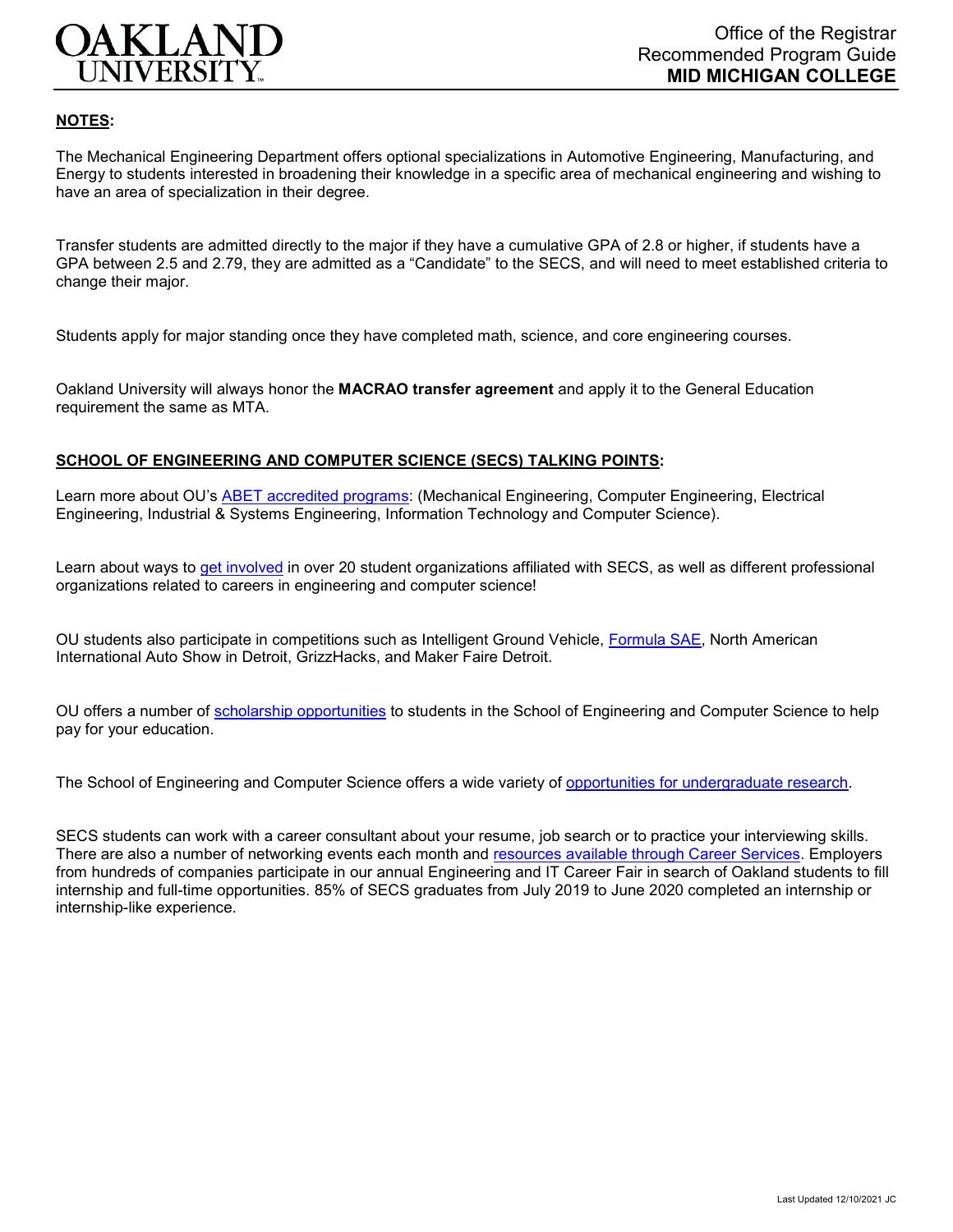**NOTES:**

The Mechanical Engineering Department offers optional specializations in Automotive Engineering, Manufacturing, and Energy to students interested in broadening their knowledge in a specific area of mechanical engineering and wishing to have an area of specialization in their degree.

Transfer students are admitted directly to the major if they have a cumulative GPA of 2.8 or higher, if students have a GPA between 2.5 and 2.79, they are admitted as a "Candidate" to the SECS, and will need to meet established criteria to change their major.

Students apply for major standing once they have completed math, science, and core engineering courses.

Oakland University will always honor the **MACRAO transfer agreement** and apply it to the General Education requirement the same as MTA.

**SCHOOL OF ENGINEERING AND COMPUTER SCIENCE (SECS) TALKING POINTS:**

Learn more about OU's ABET accredited programs: (Mechanical Engineering, Computer Engineering, Electrical Engineering, Industrial & Systems Engineering, Information Technology and Computer Science).

Learn about ways to get involved in over 20 student organizations affiliated with SECS, as well as different professional organizations related to careers in engineering and computer science!

OU students also participate in competitions such as Intelligent Ground Vehicle, Formula SAE, North American International Auto Show in Detroit, GrizzHacks, and Maker Faire Detroit.

OU offers a number of scholarship opportunities to students in the School of Engineering and Computer Science to help pay for your education.

The School of Engineering and Computer Science offers a wide variety of opportunities for undergraduate research.

SECS students can work with a career consultant about your resume, job search or to practice your interviewing skills. There are also a number of networking events each month and resources available through Career Services. Employers from hundreds of companies participate in our annual Engineering and IT Career Fair in search of Oakland students to fill internship and full-time opportunities. 85% of SECS graduates from July 2019 to June 2020 completed an internship or internship-like experience.

Last Updated 12/10/2021 JC